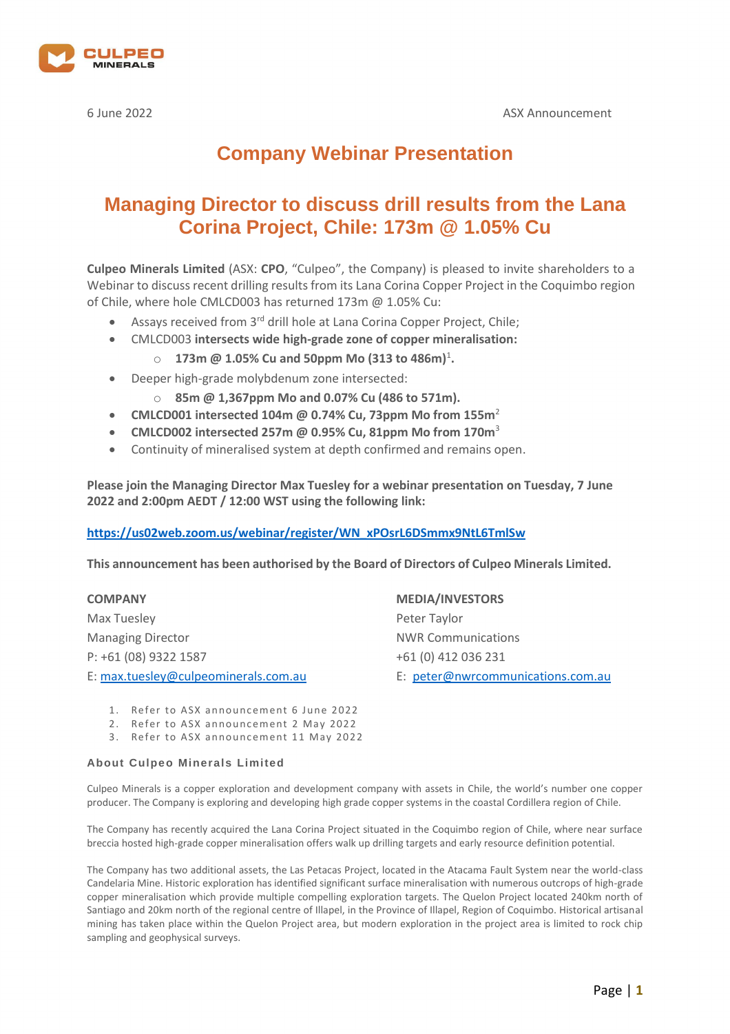6 June 2022 ASX Announcement

# Company Webinar Presentation

## Managing Director to discuss drill results from the Lana Corina Project, Chile: 173m @ 1.05% Cu

**Culpeo Minerals Limited** (ASX: **CPO**, "Culpeo", the Company) is pleased to invite shareholders to a Webinar to discuss recent drilling results from its Lana Corina Copper Project in the Coquimbo region of Chile, where hole CMLCD003 has returned 173m @ 1.05% Cu:

- Assays received from 3rd drill hole at Lana Corina Copper Project, Chile;
- CMLCD003 **intersects wide high-grade zone of copper mineralisation:**
  - **173m @ 1.05% Cu and 50ppm Mo (313 to 486m)**[1]**.**
- Deeper high-grade molybdenum zone intersected:
  - **85m @ 1,367ppm Mo and 0.07% Cu (486 to 571m).**
- **CMLCD001 intersected 104m @ 0.74% Cu, 73ppm Mo from 155m**[2]
- **CMLCD002 intersected 257m @ 0.95% Cu, 81ppm Mo from 170m**[3]
- Continuity of mineralised system at depth confirmed and remains open.

**Please join the Managing Director Max Tuesley for a webinar presentation on Tuesday, 7 June 2022 and 2:00pm AEDT / 12:00 WST using the following link:**

https://us02web.zoom.us/webinar/register/WN_xPOsrL6DSmmx9NtL6TmlSw

**This announcement has been authorised by the Board of Directors of Culpeo Minerals Limited.**

**COMPANY**
Max Tuesley
Managing Director
P: +61 (08) 9322 1587
E: max.tuesley@culpeominerals.com.au

**MEDIA/INVESTORS**
Peter Taylor
NWR Communications
+61 (0) 412 036 231
E: peter@nwrcommunications.com.au

1. Refer to ASX announcement 6 June 2022
2. Refer to ASX announcement 2 May 2022
3. Refer to ASX announcement 11 May 2022

### About Culpeo Minerals Limited

Culpeo Minerals is a copper exploration and development company with assets in Chile, the world's number one copper producer. The Company is exploring and developing high grade copper systems in the coastal Cordillera region of Chile.

The Company has recently acquired the Lana Corina Project situated in the Coquimbo region of Chile, where near surface breccia hosted high-grade copper mineralisation offers walk up drilling targets and early resource definition potential.

The Company has two additional assets, the Las Petacas Project, located in the Atacama Fault System near the world-class Candelaria Mine. Historic exploration has identified significant surface mineralisation with numerous outcrops of high-grade copper mineralisation which provide multiple compelling exploration targets. The Quelon Project located 240km north of Santiago and 20km north of the regional centre of Illapel, in the Province of Illapel, Region of Coquimbo. Historical artisanal mining has taken place within the Quelon Project area, but modern exploration in the project area is limited to rock chip sampling and geophysical surveys.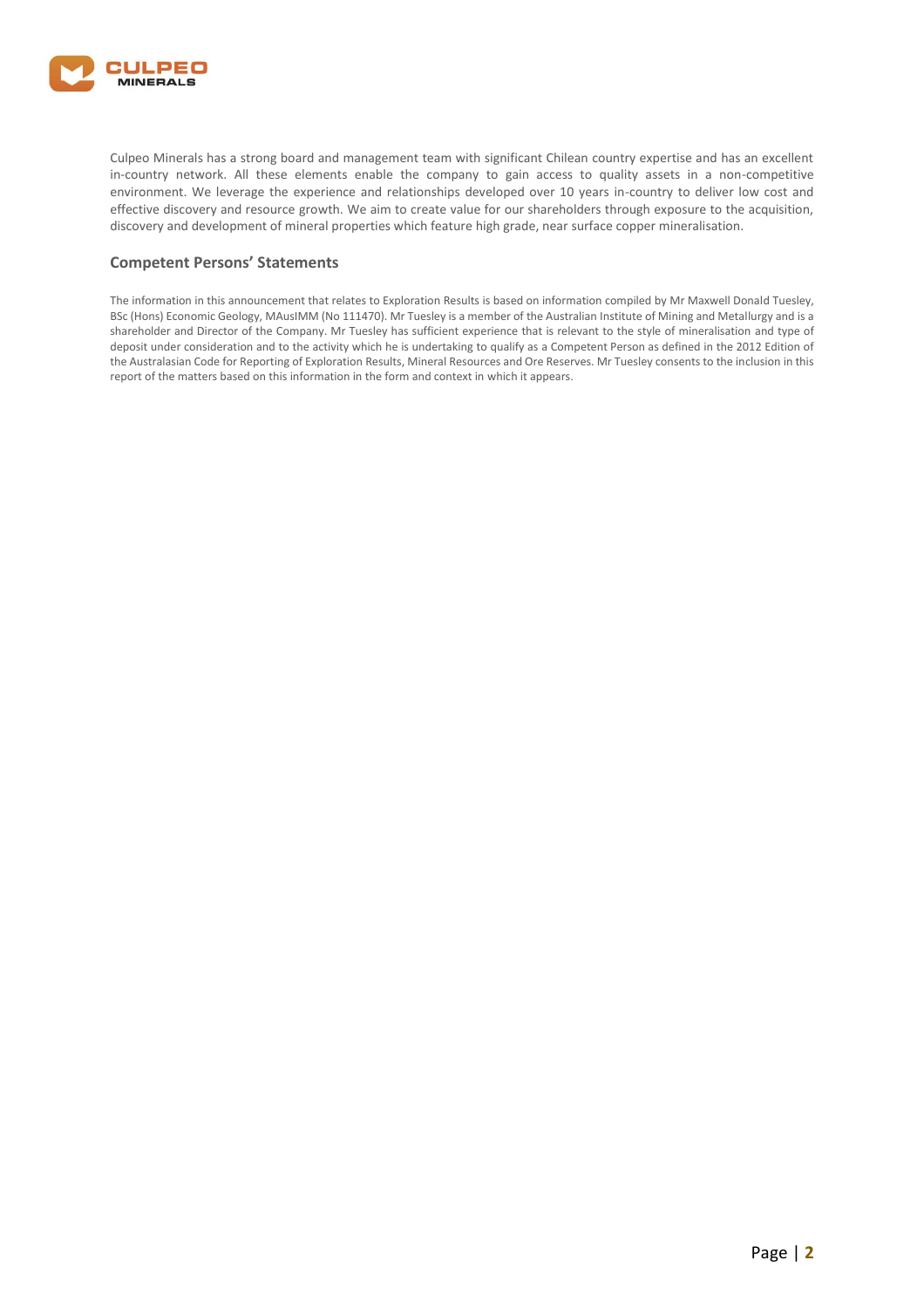Culpeo Minerals has a strong board and management team with significant Chilean country expertise and has an excellent in-country network. All these elements enable the company to gain access to quality assets in a non-competitive environment. We leverage the experience and relationships developed over 10 years in-country to deliver low cost and effective discovery and resource growth. We aim to create value for our shareholders through exposure to the acquisition, discovery and development of mineral properties which feature high grade, near surface copper mineralisation.

## Competent Persons' Statements

The information in this announcement that relates to Exploration Results is based on information compiled by Mr Maxwell Donald Tuesley, BSc (Hons) Economic Geology, MAusIMM (No 111470). Mr Tuesley is a member of the Australian Institute of Mining and Metallurgy and is a shareholder and Director of the Company. Mr Tuesley has sufficient experience that is relevant to the style of mineralisation and type of deposit under consideration and to the activity which he is undertaking to qualify as a Competent Person as defined in the 2012 Edition of the Australasian Code for Reporting of Exploration Results, Mineral Resources and Ore Reserves. Mr Tuesley consents to the inclusion in this report of the matters based on this information in the form and context in which it appears.